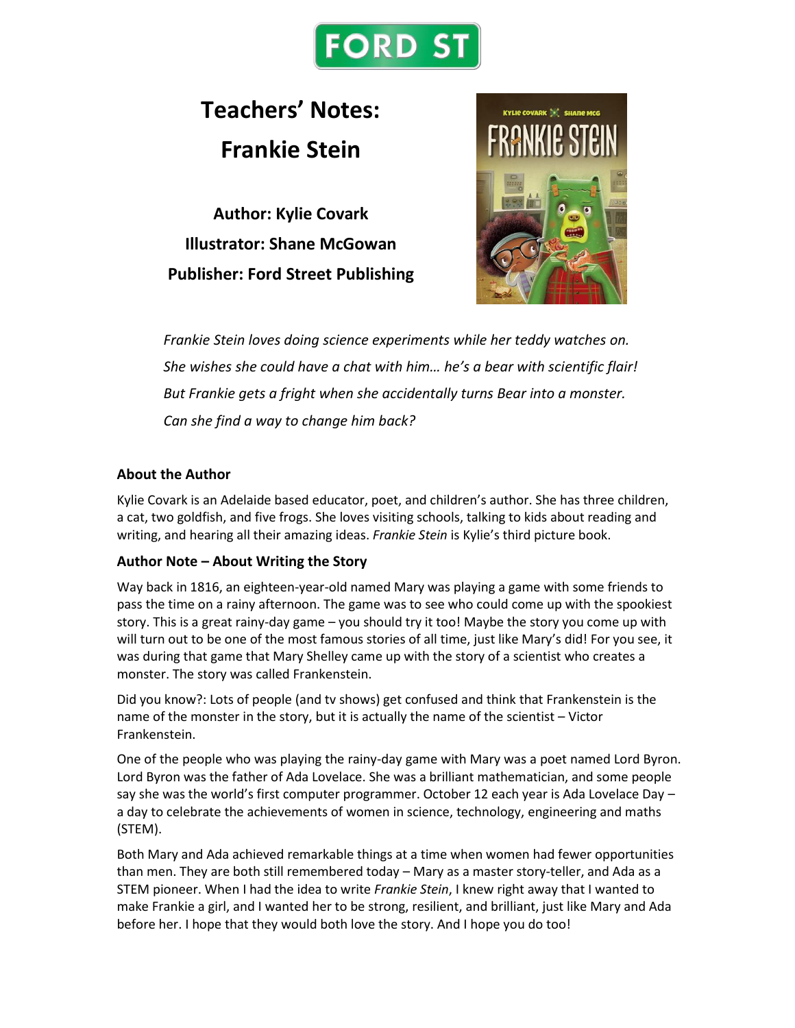FORD ST

# Teachers' Notes: Frankie Stein

**Author: Kylie Covark**

**Illustrator: Shane McGowan**

**Publisher: Ford Street Publishing**

*Frankie Stein loves doing science experiments while her teddy watches on.*
*She wishes she could have a chat with him… he's a bear with scientific flair!*
*But Frankie gets a fright when she accidentally turns Bear into a monster.*
*Can she find a way to change him back?*

### About the Author

Kylie Covark is an Adelaide based educator, poet, and children's author. She has three children, a cat, two goldfish, and five frogs. She loves visiting schools, talking to kids about reading and writing, and hearing all their amazing ideas. *Frankie Stein* is Kylie's third picture book.

### Author Note – About Writing the Story

Way back in 1816, an eighteen-year-old named Mary was playing a game with some friends to pass the time on a rainy afternoon. The game was to see who could come up with the spookiest story. This is a great rainy-day game – you should try it too! Maybe the story you come up with will turn out to be one of the most famous stories of all time, just like Mary's did! For you see, it was during that game that Mary Shelley came up with the story of a scientist who creates a monster. The story was called Frankenstein.

Did you know?: Lots of people (and tv shows) get confused and think that Frankenstein is the name of the monster in the story, but it is actually the name of the scientist – Victor Frankenstein.

One of the people who was playing the rainy-day game with Mary was a poet named Lord Byron. Lord Byron was the father of Ada Lovelace. She was a brilliant mathematician, and some people say she was the world's first computer programmer. October 12 each year is Ada Lovelace Day – a day to celebrate the achievements of women in science, technology, engineering and maths (STEM).

Both Mary and Ada achieved remarkable things at a time when women had fewer opportunities than men. They are both still remembered today – Mary as a master story-teller, and Ada as a STEM pioneer. When I had the idea to write *Frankie Stein*, I knew right away that I wanted to make Frankie a girl, and I wanted her to be strong, resilient, and brilliant, just like Mary and Ada before her. I hope that they would both love the story. And I hope you do too!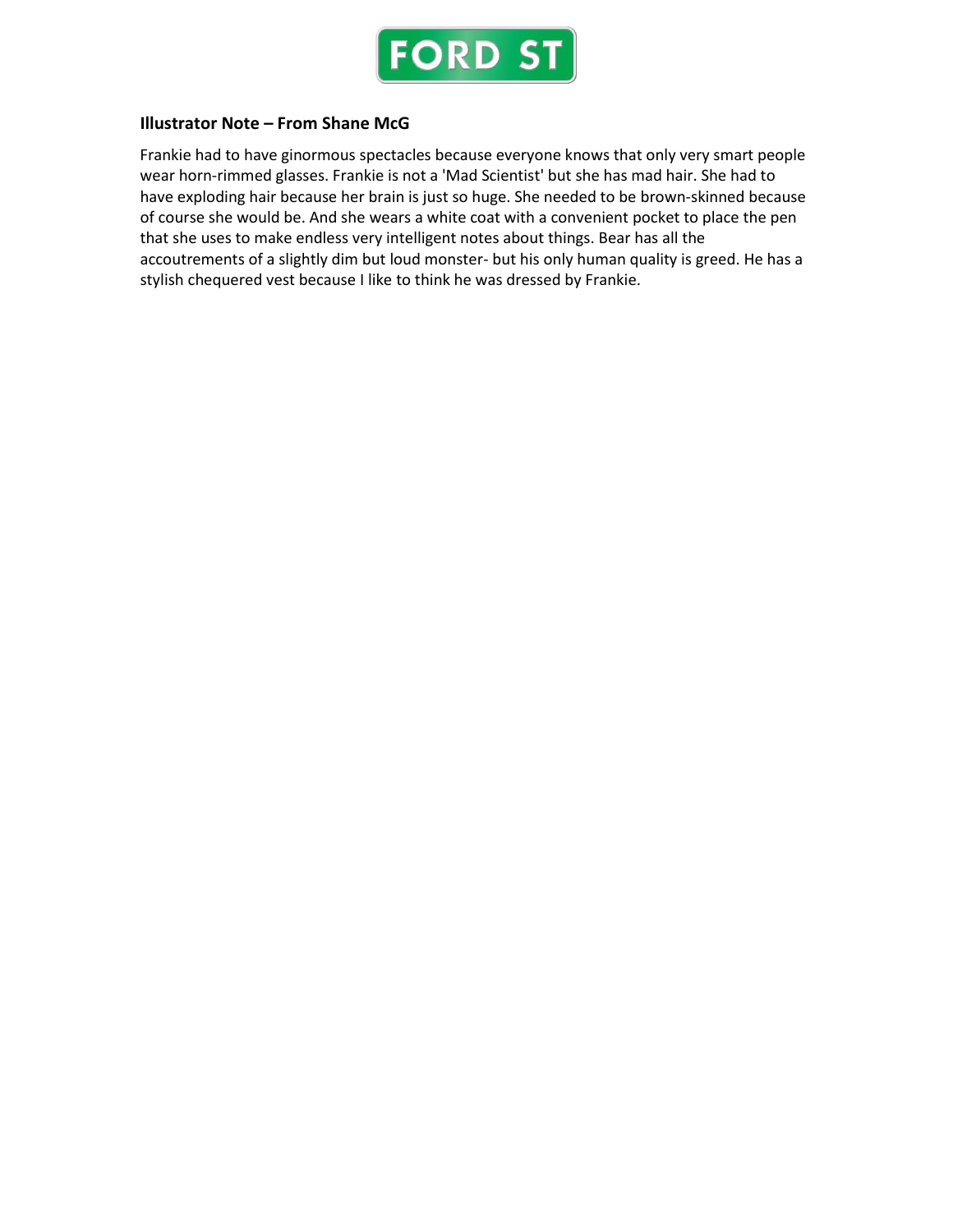## Illustrator Note – From Shane McG

Frankie had to have ginormous spectacles because everyone knows that only very smart people wear horn-rimmed glasses. Frankie is not a 'Mad Scientist' but she has mad hair. She had to have exploding hair because her brain is just so huge. She needed to be brown-skinned because of course she would be. And she wears a white coat with a convenient pocket to place the pen that she uses to make endless very intelligent notes about things. Bear has all the accoutrements of a slightly dim but loud monster- but his only human quality is greed. He has a stylish chequered vest because I like to think he was dressed by Frankie.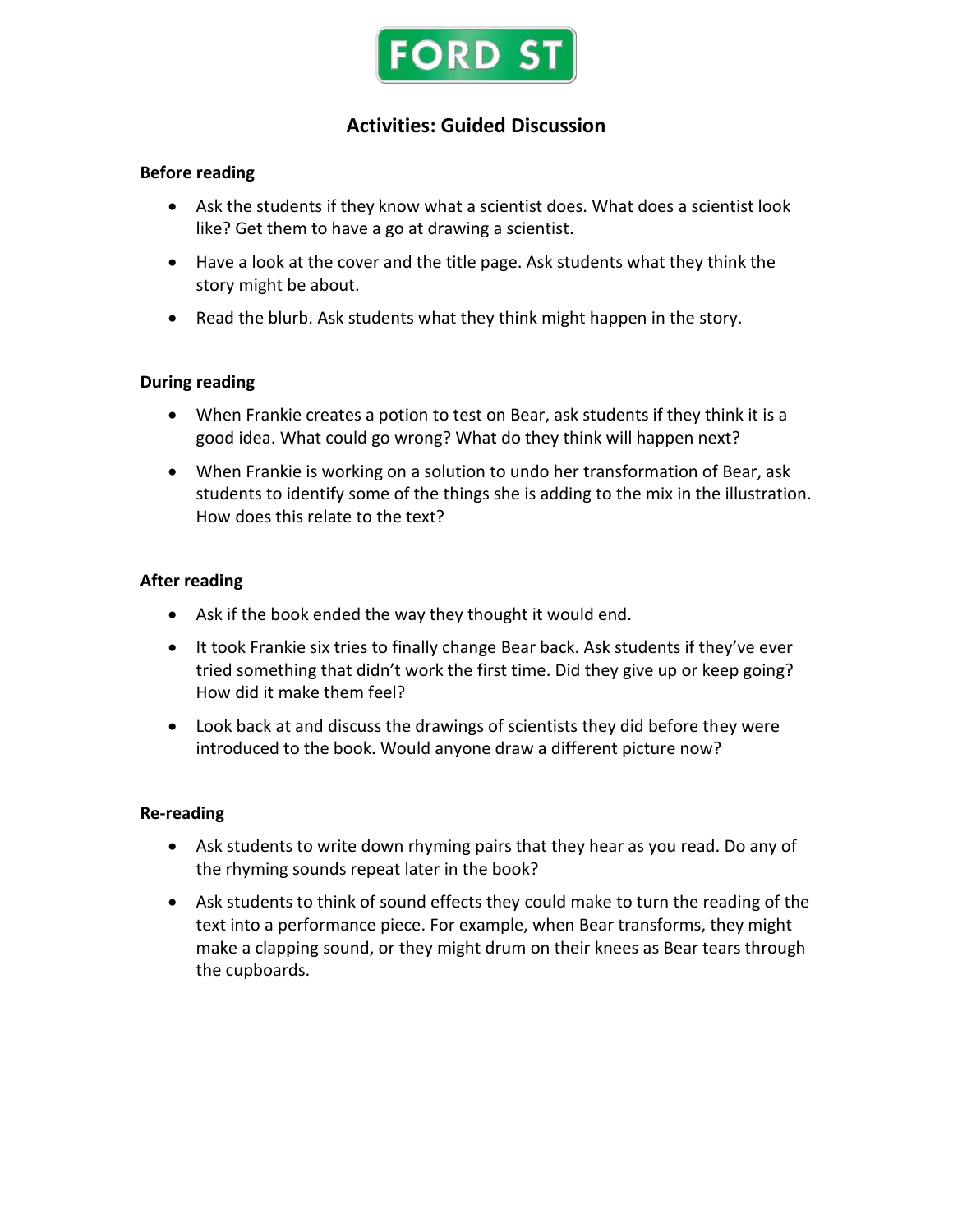FORD ST

# Activities: Guided Discussion

**Before reading**

- Ask the students if they know what a scientist does. What does a scientist look like? Get them to have a go at drawing a scientist.
- Have a look at the cover and the title page. Ask students what they think the story might be about.
- Read the blurb. Ask students what they think might happen in the story.

**During reading**

- When Frankie creates a potion to test on Bear, ask students if they think it is a good idea. What could go wrong? What do they think will happen next?
- When Frankie is working on a solution to undo her transformation of Bear, ask students to identify some of the things she is adding to the mix in the illustration. How does this relate to the text?

**After reading**

- Ask if the book ended the way they thought it would end.
- It took Frankie six tries to finally change Bear back. Ask students if they've ever tried something that didn't work the first time. Did they give up or keep going? How did it make them feel?
- Look back at and discuss the drawings of scientists they did before they were introduced to the book. Would anyone draw a different picture now?

**Re-reading**

- Ask students to write down rhyming pairs that they hear as you read. Do any of the rhyming sounds repeat later in the book?
- Ask students to think of sound effects they could make to turn the reading of the text into a performance piece. For example, when Bear transforms, they might make a clapping sound, or they might drum on their knees as Bear tears through the cupboards.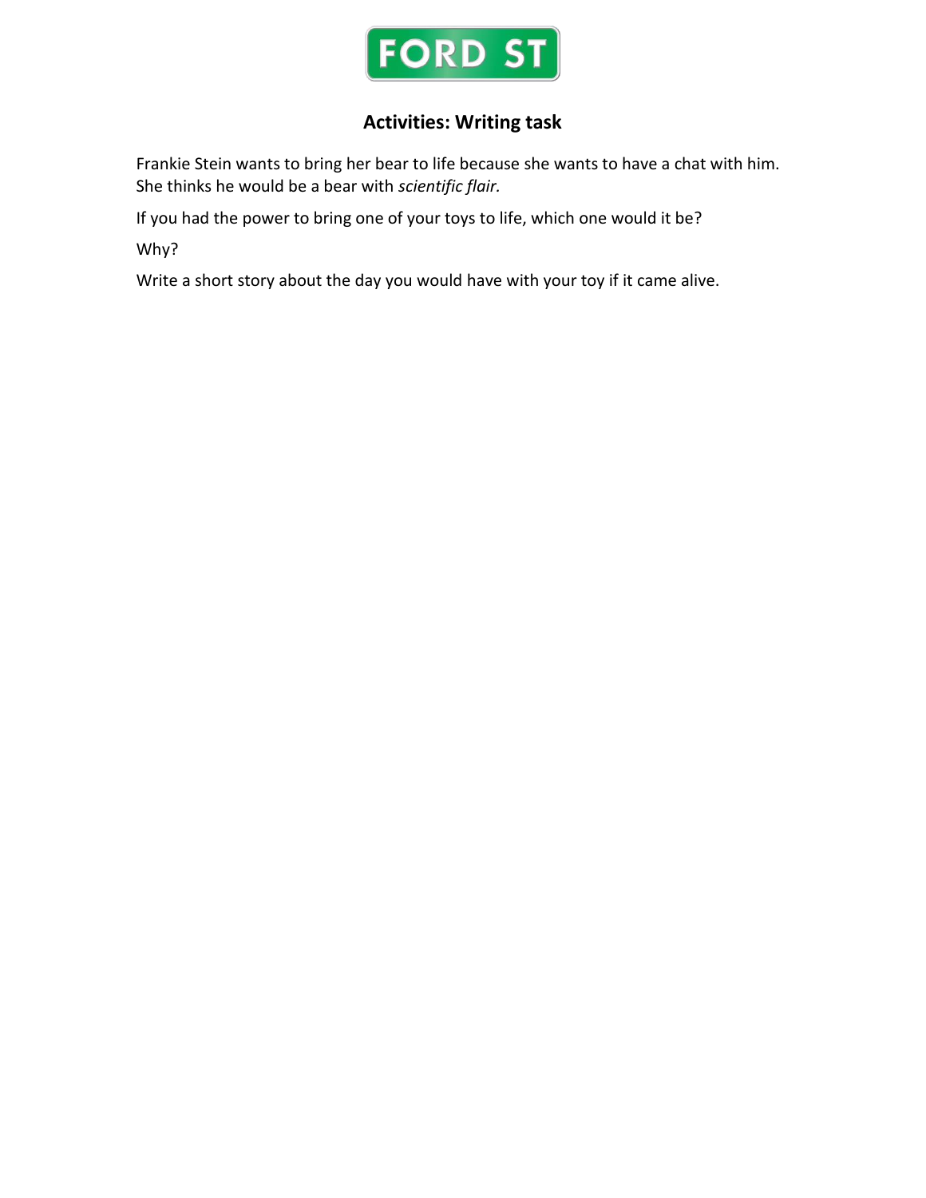## Activities: Writing task

Frankie Stein wants to bring her bear to life because she wants to have a chat with him. She thinks he would be a bear with *scientific flair.*

If you had the power to bring one of your toys to life, which one would it be?

Why?

Write a short story about the day you would have with your toy if it came alive.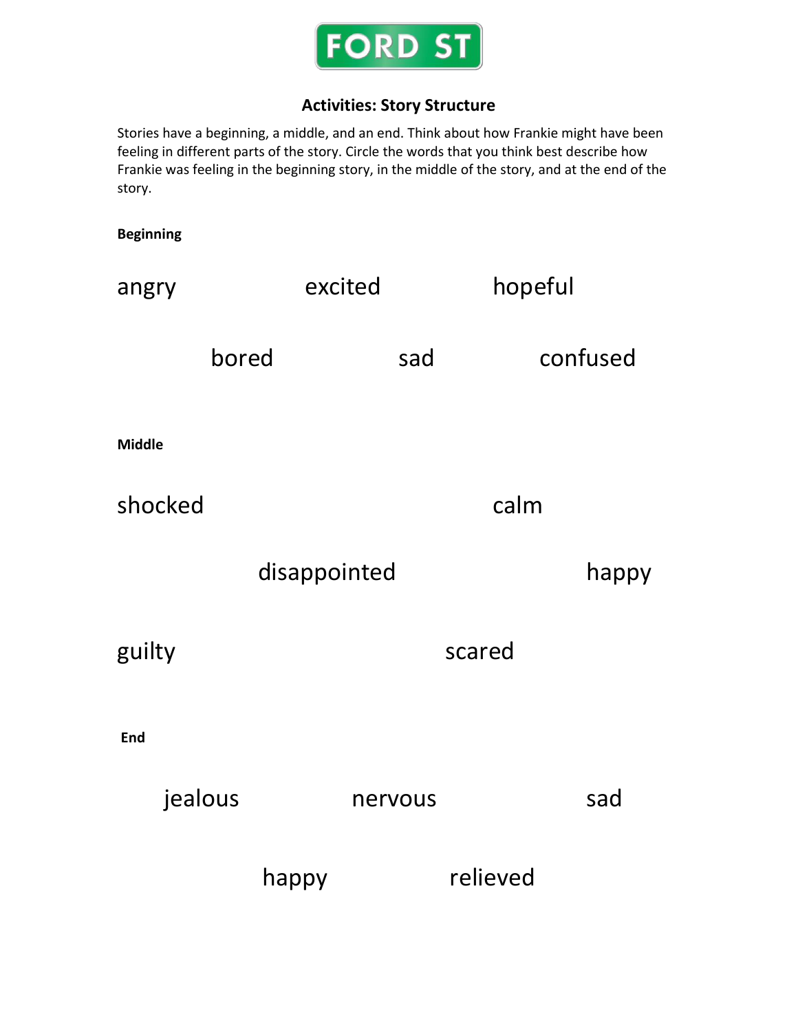FORD ST

## Activities: Story Structure

Stories have a beginning, a middle, and an end. Think about how Frankie might have been feeling in different parts of the story. Circle the words that you think best describe how Frankie was feeling in the beginning story, in the middle of the story, and at the end of the story.

**Beginning**

angry excited hopeful

bored sad confused

**Middle**

shocked calm

disappointed happy

guilty scared

**End**

jealous nervous sad

happy relieved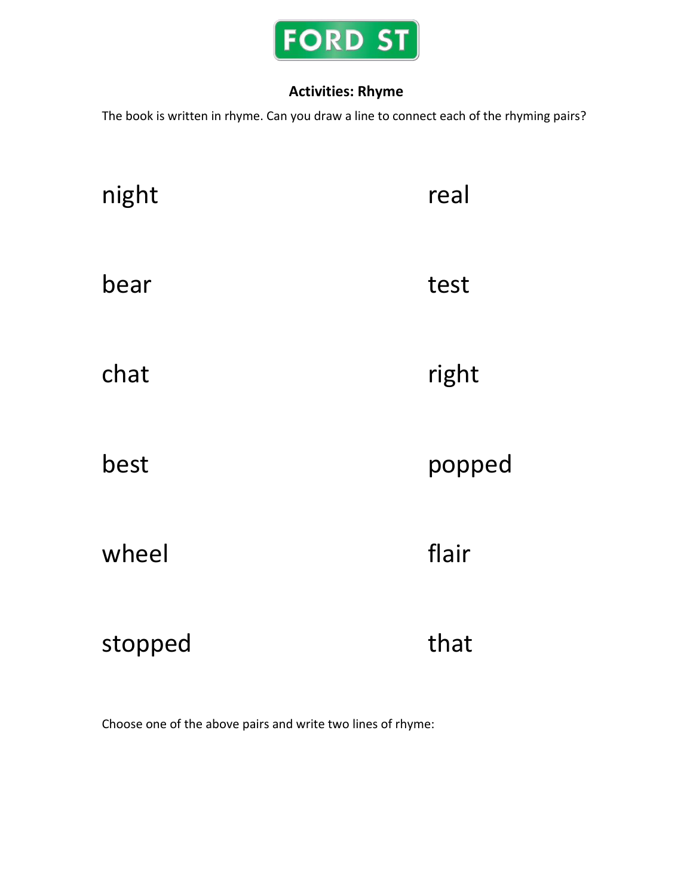FORD ST

## Activities: Rhyme

The book is written in rhyme. Can you draw a line to connect each of the rhyming pairs?

| | |
|---|---|
| night | real |
| bear | test |
| chat | right |
| best | popped |
| wheel | flair |
| stopped | that |

Choose one of the above pairs and write two lines of rhyme: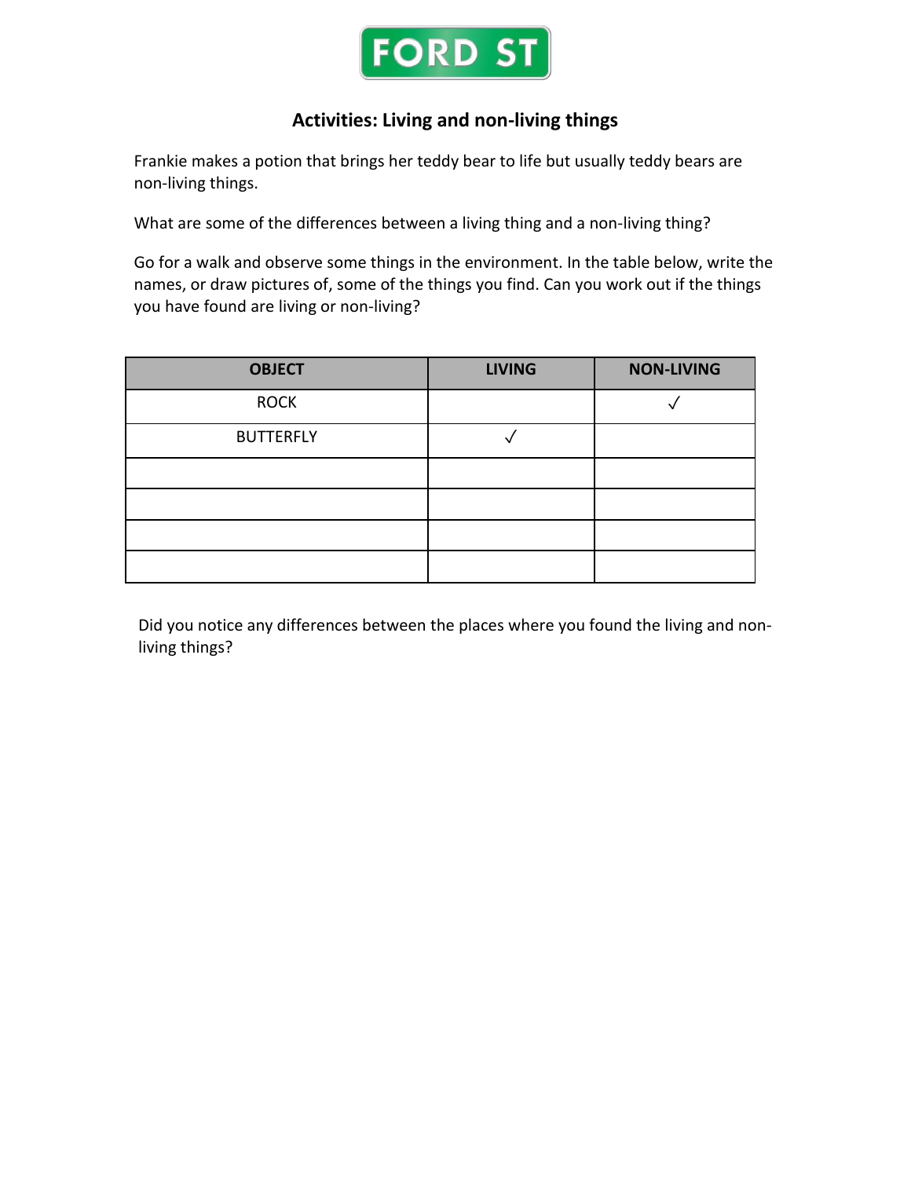FORD ST

## Activities: Living and non-living things

Frankie makes a potion that brings her teddy bear to life but usually teddy bears are non-living things.

What are some of the differences between a living thing and a non-living thing?

Go for a walk and observe some things in the environment. In the table below, write the names, or draw pictures of, some of the things you find. Can you work out if the things you have found are living or non-living?

| OBJECT | LIVING | NON-LIVING |
| --- | --- | --- |
| ROCK | | ✓ |
| BUTTERFLY | ✓ | |
| | | |
| | | |
| | | |
| | | |

Did you notice any differences between the places where you found the living and non-living things?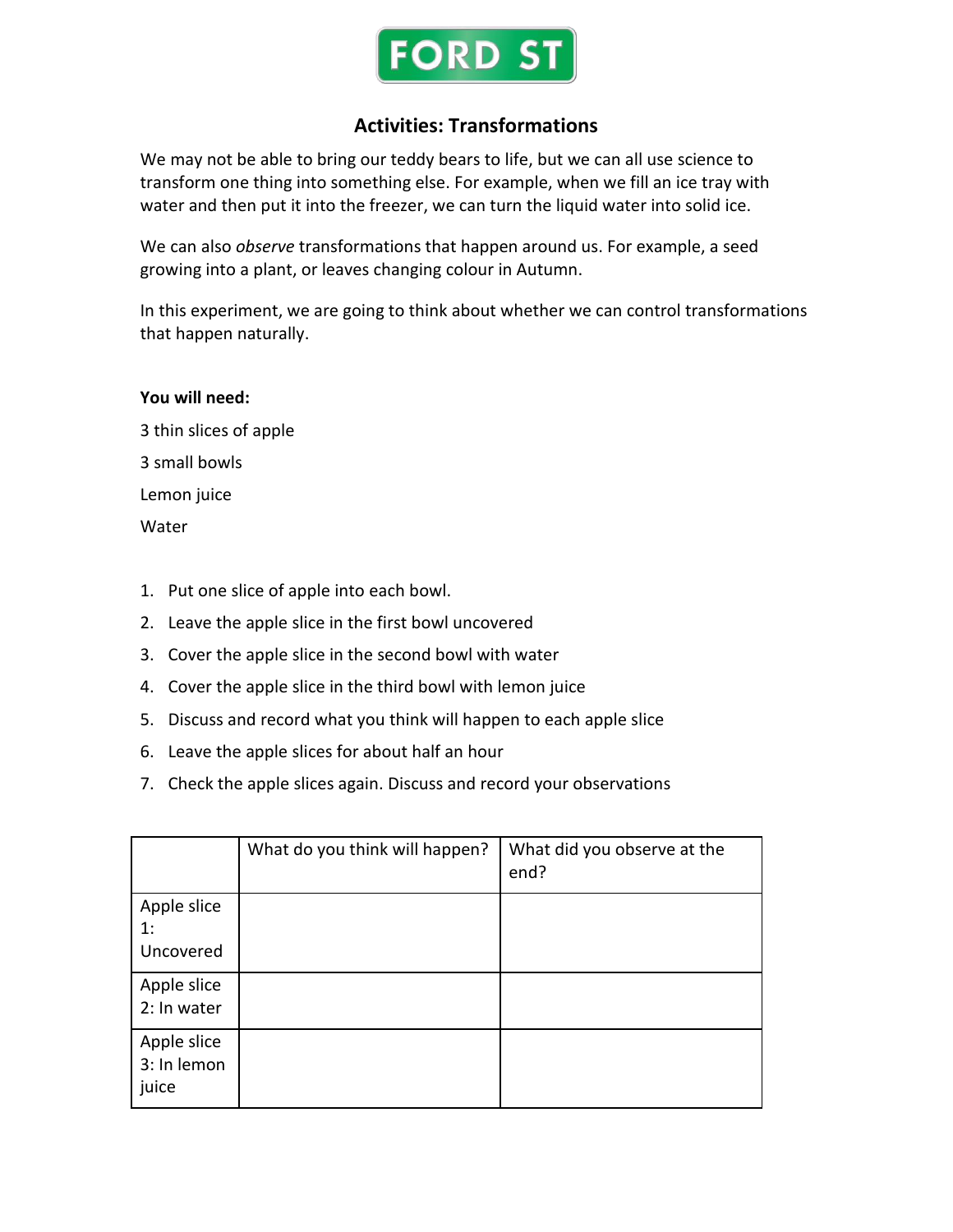FORD ST

## Activities: Transformations

We may not be able to bring our teddy bears to life, but we can all use science to transform one thing into something else. For example, when we fill an ice tray with water and then put it into the freezer, we can turn the liquid water into solid ice.

We can also *observe* transformations that happen around us. For example, a seed growing into a plant, or leaves changing colour in Autumn.

In this experiment, we are going to think about whether we can control transformations that happen naturally.

**You will need:**

3 thin slices of apple

3 small bowls

Lemon juice

Water

1. Put one slice of apple into each bowl.
2. Leave the apple slice in the first bowl uncovered
3. Cover the apple slice in the second bowl with water
4. Cover the apple slice in the third bowl with lemon juice
5. Discuss and record what you think will happen to each apple slice
6. Leave the apple slices for about half an hour
7. Check the apple slices again. Discuss and record your observations

| | What do you think will happen? | What did you observe at the end? |
|---|---|---|
| Apple slice 1: Uncovered | | |
| Apple slice 2: In water | | |
| Apple slice 3: In lemon juice | | |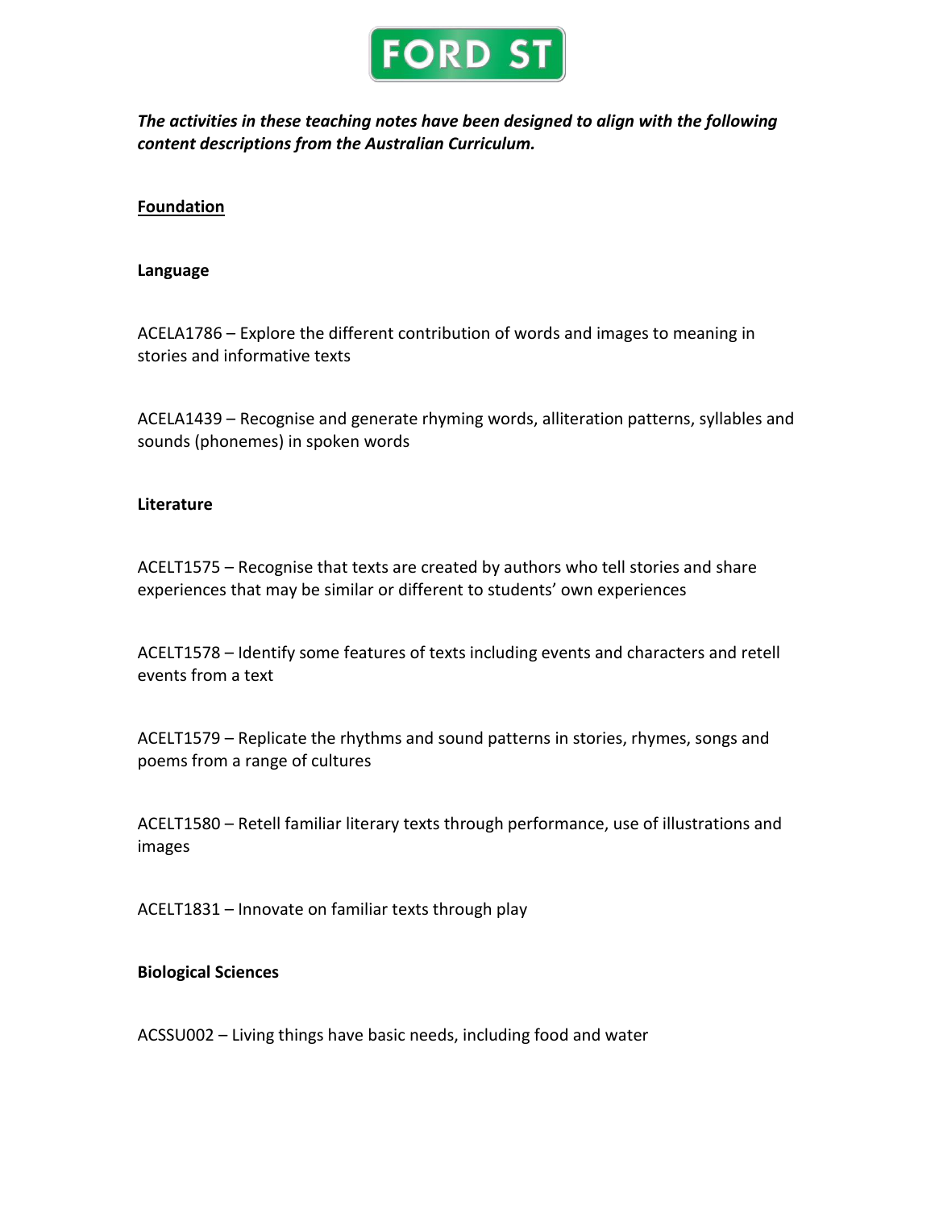FORD ST

***The activities in these teaching notes have been designed to align with the following content descriptions from the Australian Curriculum.***

## Foundation

### Language

ACELA1786 – Explore the different contribution of words and images to meaning in stories and informative texts

ACELA1439 – Recognise and generate rhyming words, alliteration patterns, syllables and sounds (phonemes) in spoken words

### Literature

ACELT1575 – Recognise that texts are created by authors who tell stories and share experiences that may be similar or different to students' own experiences

ACELT1578 – Identify some features of texts including events and characters and retell events from a text

ACELT1579 – Replicate the rhythms and sound patterns in stories, rhymes, songs and poems from a range of cultures

ACELT1580 – Retell familiar literary texts through performance, use of illustrations and images

ACELT1831 – Innovate on familiar texts through play

### Biological Sciences

ACSSU002 – Living things have basic needs, including food and water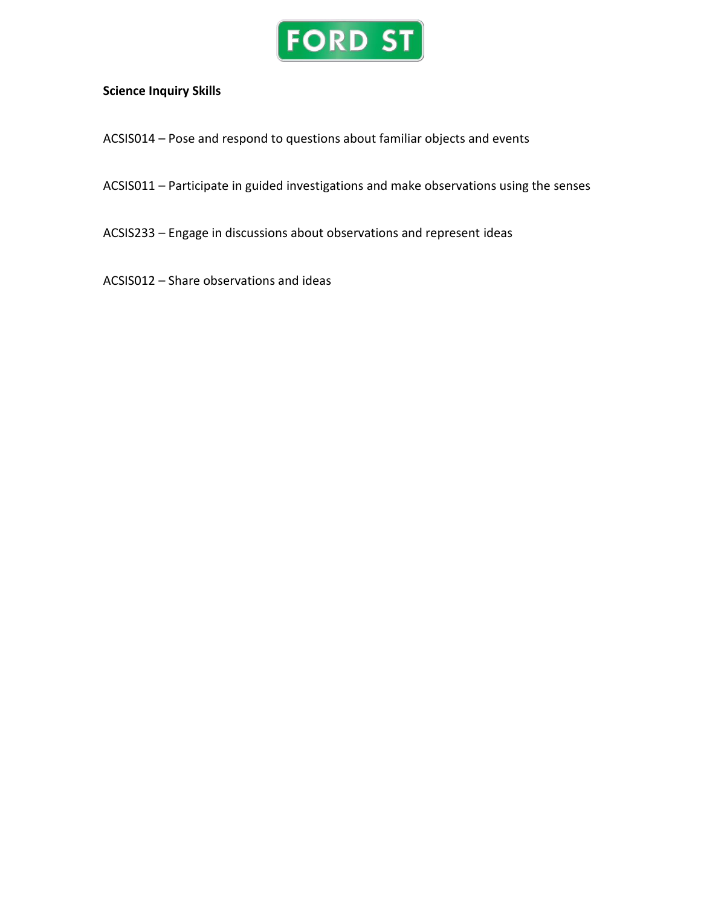**Science Inquiry Skills**

ACSIS014 – Pose and respond to questions about familiar objects and events

ACSIS011 – Participate in guided investigations and make observations using the senses

ACSIS233 – Engage in discussions about observations and represent ideas

ACSIS012 – Share observations and ideas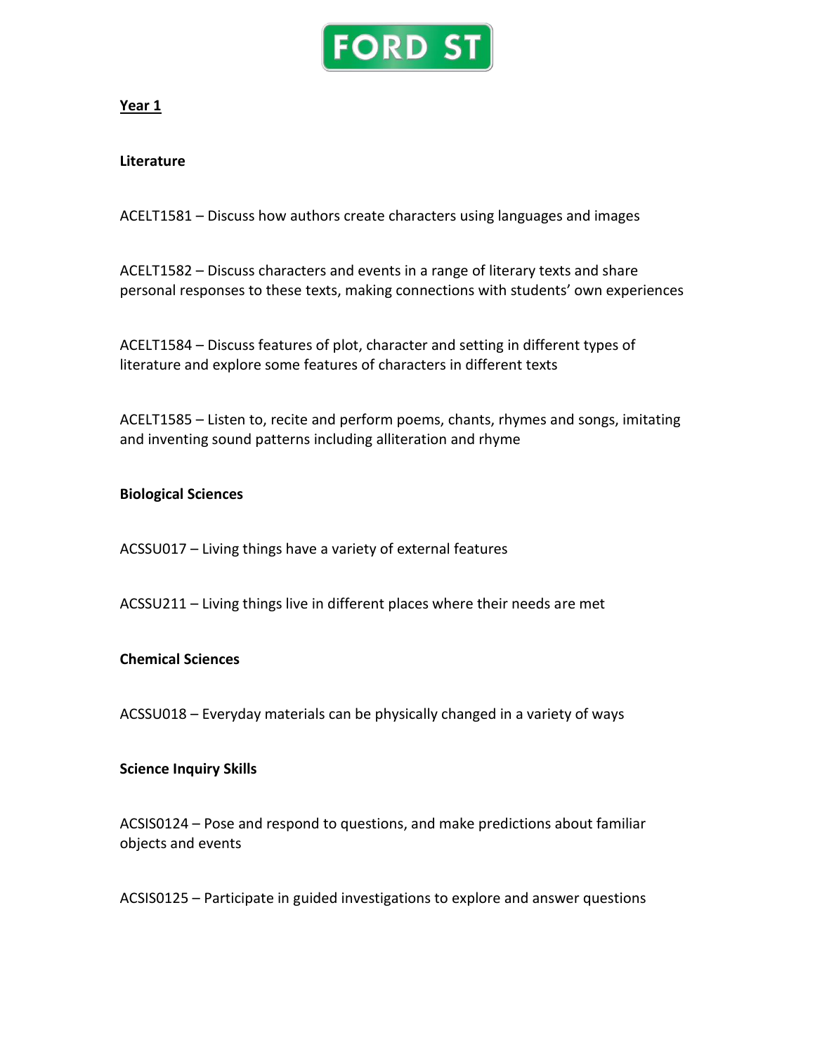FORD ST

## Year 1

### Literature

ACELT1581 – Discuss how authors create characters using languages and images

ACELT1582 – Discuss characters and events in a range of literary texts and share personal responses to these texts, making connections with students' own experiences

ACELT1584 – Discuss features of plot, character and setting in different types of literature and explore some features of characters in different texts

ACELT1585 – Listen to, recite and perform poems, chants, rhymes and songs, imitating and inventing sound patterns including alliteration and rhyme

### Biological Sciences

ACSSU017 – Living things have a variety of external features

ACSSU211 – Living things live in different places where their needs are met

### Chemical Sciences

ACSSU018 – Everyday materials can be physically changed in a variety of ways

### Science Inquiry Skills

ACSIS0124 – Pose and respond to questions, and make predictions about familiar objects and events

ACSIS0125 – Participate in guided investigations to explore and answer questions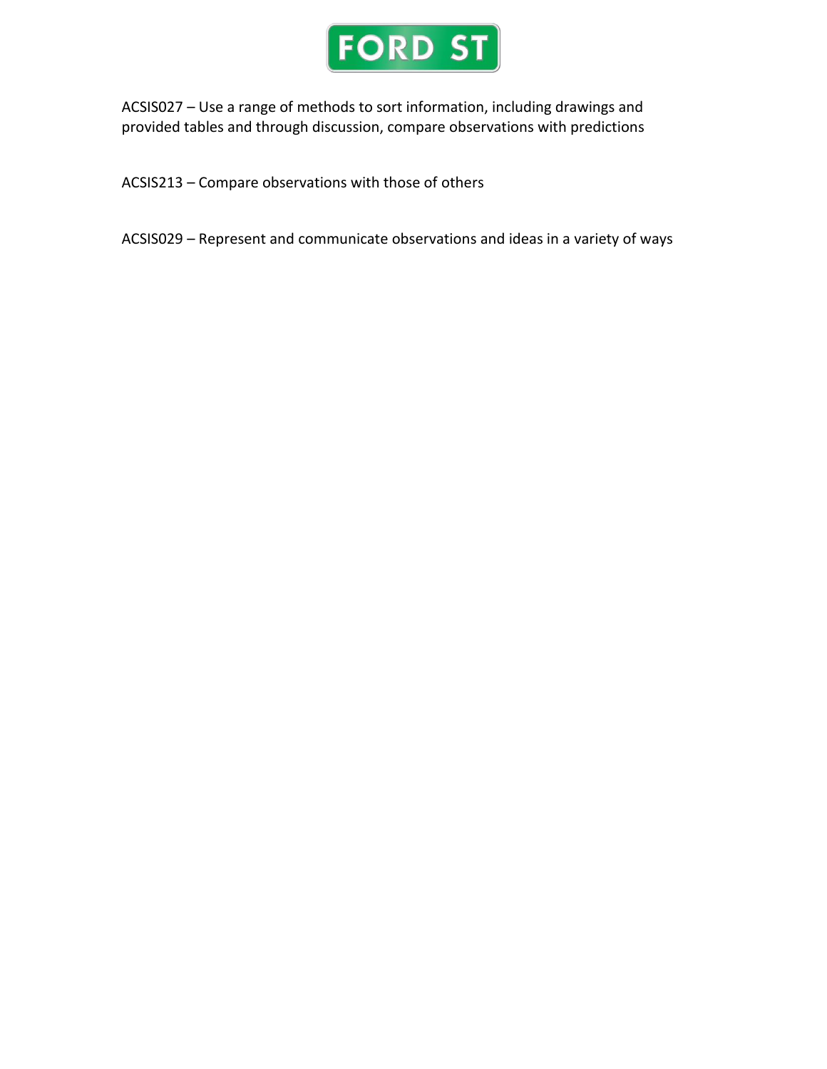ACSIS027 – Use a range of methods to sort information, including drawings and provided tables and through discussion, compare observations with predictions

ACSIS213 – Compare observations with those of others

ACSIS029 – Represent and communicate observations and ideas in a variety of ways